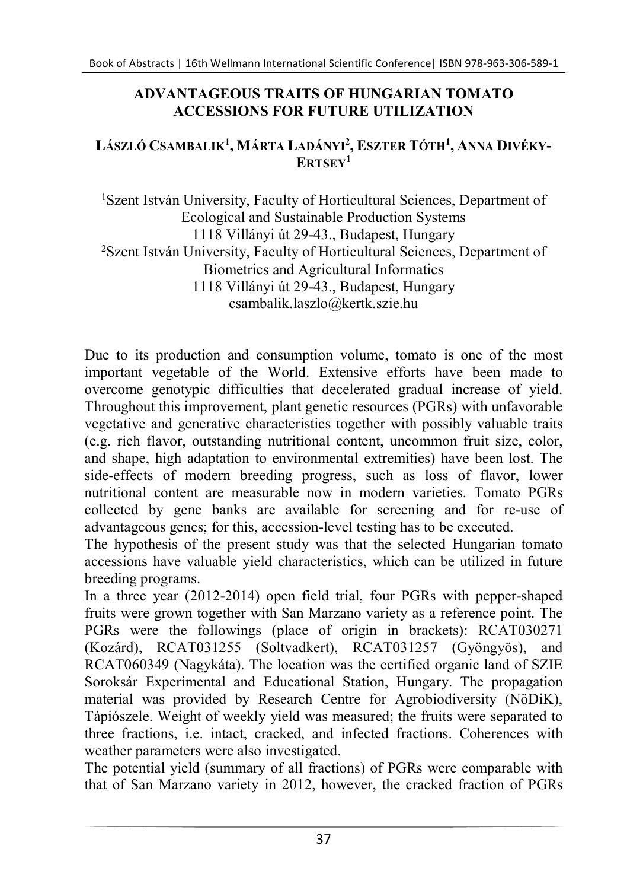# ADVANTAGEOUS TRAITS OF HUNGARIAN TOMATO ACCESSIONS FOR FUTURE UTILIZATION

**LÁSZLÓ CSAMBALIK[1], MÁRTA LADÁNYI[2], ESZTER TÓTH[1], ANNA DIVÉKY-ERTSEY[1]**

[1]Szent István University, Faculty of Horticultural Sciences, Department of Ecological and Sustainable Production Systems
1118 Villányi út 29-43., Budapest, Hungary
[2]Szent István University, Faculty of Horticultural Sciences, Department of Biometrics and Agricultural Informatics
1118 Villányi út 29-43., Budapest, Hungary
csambalik.laszlo@kertk.szie.hu

Due to its production and consumption volume, tomato is one of the most important vegetable of the World. Extensive efforts have been made to overcome genotypic difficulties that decelerated gradual increase of yield. Throughout this improvement, plant genetic resources (PGRs) with unfavorable vegetative and generative characteristics together with possibly valuable traits (e.g. rich flavor, outstanding nutritional content, uncommon fruit size, color, and shape, high adaptation to environmental extremities) have been lost. The side-effects of modern breeding progress, such as loss of flavor, lower nutritional content are measurable now in modern varieties. Tomato PGRs collected by gene banks are available for screening and for re-use of advantageous genes; for this, accession-level testing has to be executed.

The hypothesis of the present study was that the selected Hungarian tomato accessions have valuable yield characteristics, which can be utilized in future breeding programs.

In a three year (2012-2014) open field trial, four PGRs with pepper-shaped fruits were grown together with San Marzano variety as a reference point. The PGRs were the followings (place of origin in brackets): RCAT030271 (Kozárd), RCAT031255 (Soltvadkert), RCAT031257 (Gyöngyös), and RCAT060349 (Nagykáta). The location was the certified organic land of SZIE Soroksár Experimental and Educational Station, Hungary. The propagation material was provided by Research Centre for Agrobiodiversity (NöDiK), Tápiószele. Weight of weekly yield was measured; the fruits were separated to three fractions, i.e. intact, cracked, and infected fractions. Coherences with weather parameters were also investigated.

The potential yield (summary of all fractions) of PGRs were comparable with that of San Marzano variety in 2012, however, the cracked fraction of PGRs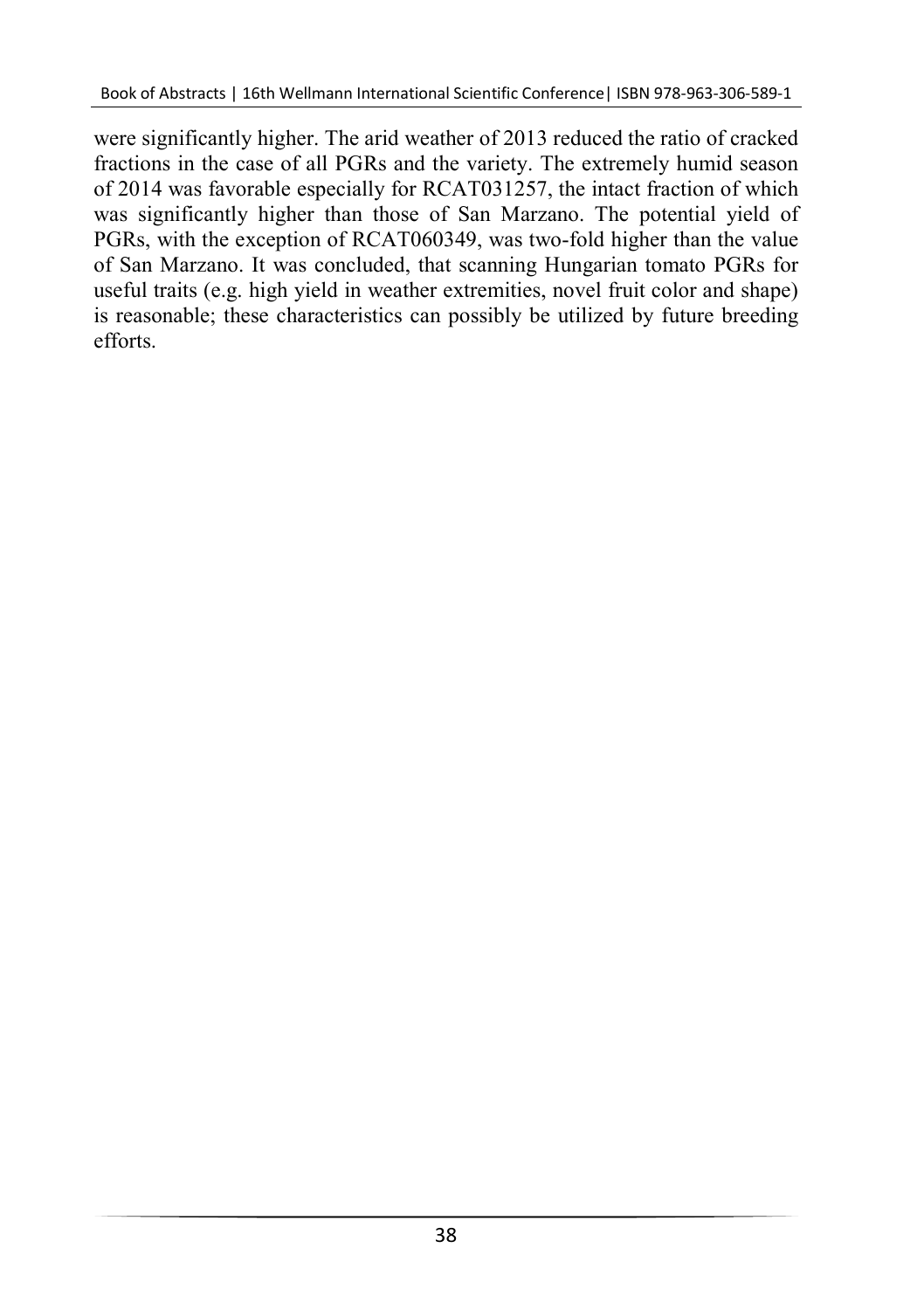were significantly higher. The arid weather of 2013 reduced the ratio of cracked fractions in the case of all PGRs and the variety. The extremely humid season of 2014 was favorable especially for RCAT031257, the intact fraction of which was significantly higher than those of San Marzano. The potential yield of PGRs, with the exception of RCAT060349, was two-fold higher than the value of San Marzano. It was concluded, that scanning Hungarian tomato PGRs for useful traits (e.g. high yield in weather extremities, novel fruit color and shape) is reasonable; these characteristics can possibly be utilized by future breeding efforts.